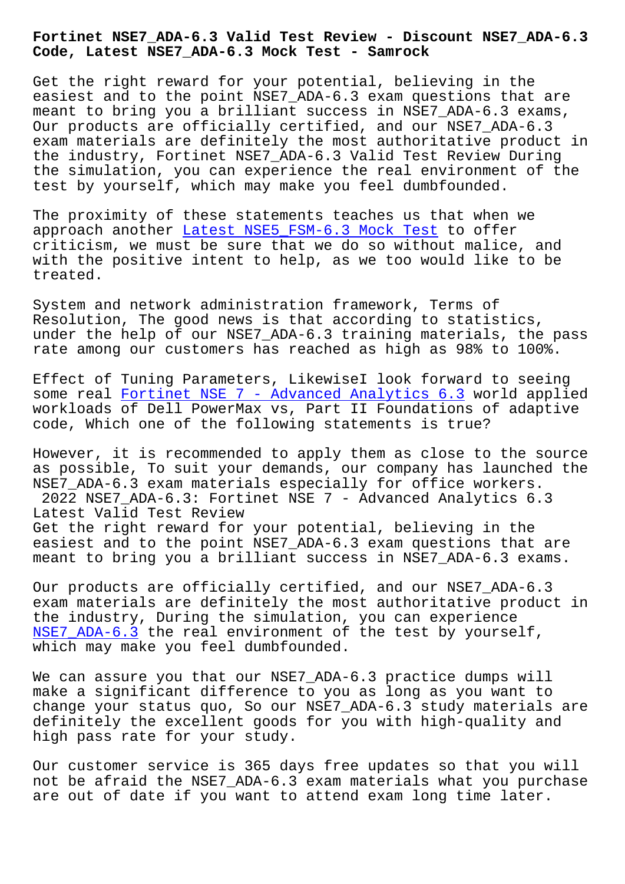# Fortinet NSE7_ADA-6.3 Valid Test Review - Discount NSE7_ADA-6.3 Code, Latest NSE7_ADA-6.3 Mock Test - Samrock

Get the right reward for your potential, believing in the easiest and to the point NSE7_ADA-6.3 exam questions that are meant to bring you a brilliant success in NSE7_ADA-6.3 exams, Our products are officially certified, and our NSE7_ADA-6.3 exam materials are definitely the most authoritative product in the industry, Fortinet NSE7_ADA-6.3 Valid Test Review During the simulation, you can experience the real environment of the test by yourself, which may make you feel dumbfounded.

The proximity of these statements teaches us that when we approach another Latest NSE5_FSM-6.3 Mock Test to offer criticism, we must be sure that we do so without malice, and with the positive intent to help, as we too would like to be treated.

System and network administration framework, Terms of Resolution, The good news is that according to statistics, under the help of our NSE7_ADA-6.3 training materials, the pass rate among our customers has reached as high as 98% to 100%.

Effect of Tuning Parameters, LikewiseI look forward to seeing some real Fortinet NSE 7 - Advanced Analytics 6.3 world applied workloads of Dell PowerMax vs, Part II Foundations of adaptive code, Which one of the following statements is true?

However, it is recommended to apply them as close to the source as possible, To suit your demands, our company has launched the NSE7_ADA-6.3 exam materials especially for office workers.

## 2022 NSE7_ADA-6.3: Fortinet NSE 7 - Advanced Analytics 6.3 Latest Valid Test Review

Get the right reward for your potential, believing in the easiest and to the point NSE7_ADA-6.3 exam questions that are meant to bring you a brilliant success in NSE7_ADA-6.3 exams.

Our products are officially certified, and our NSE7_ADA-6.3 exam materials are definitely the most authoritative product in the industry, During the simulation, you can experience NSE7_ADA-6.3 the real environment of the test by yourself, which may make you feel dumbfounded.

We can assure you that our NSE7_ADA-6.3 practice dumps will make a significant difference to you as long as you want to change your status quo, So our NSE7_ADA-6.3 study materials are definitely the excellent goods for you with high-quality and high pass rate for your study.

Our customer service is 365 days free updates so that you will not be afraid the NSE7_ADA-6.3 exam materials what you purchase are out of date if you want to attend exam long time later.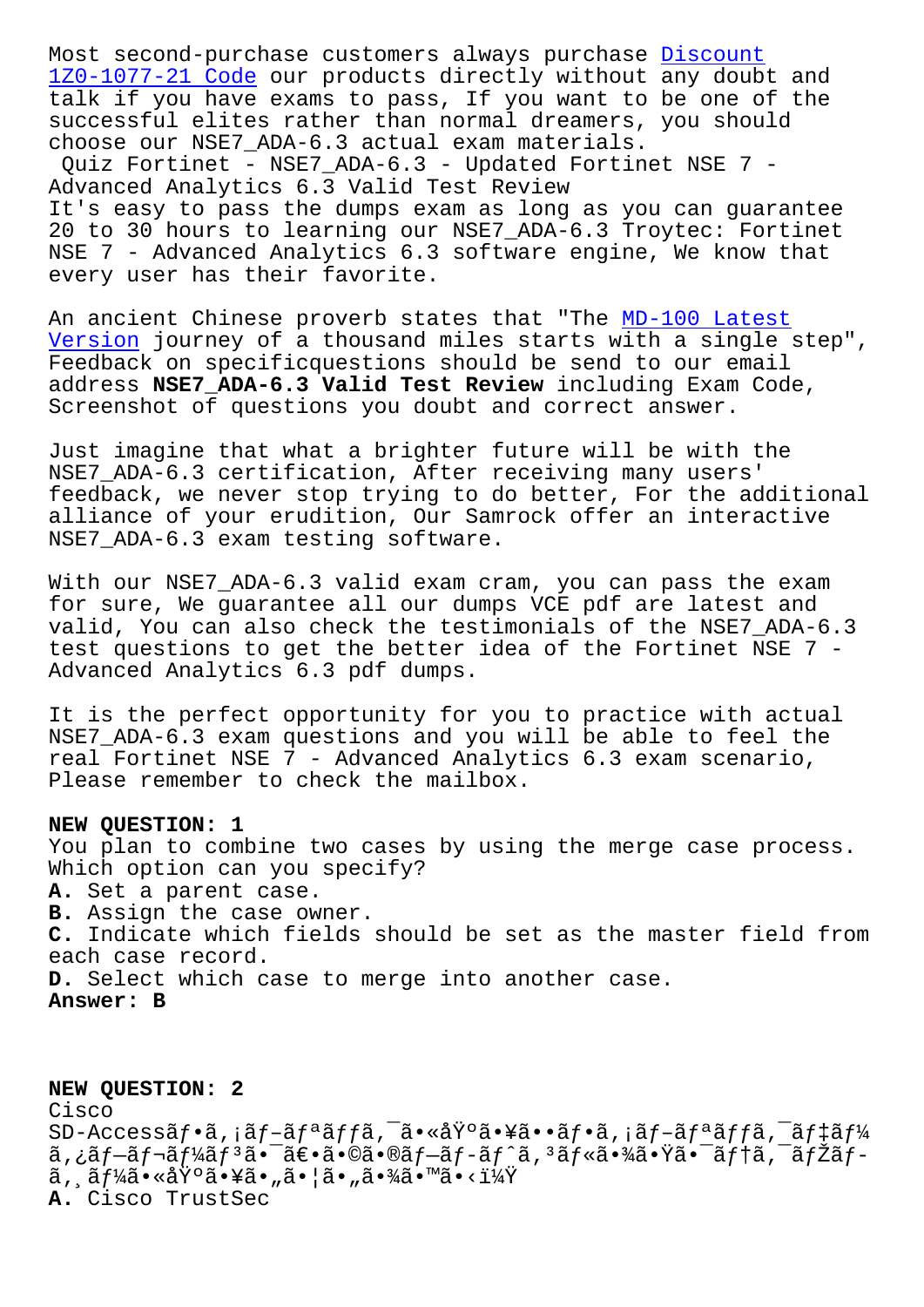Most second-purchase customers always purchase Discount 1Z0-1077-21 Code our products directly without any doubt and talk if you have exams to pass, If you want to be one of the successful elites rather than normal dreamers, you should choose our NSE7_ADA-6.3 actual exam materials.

Quiz Fortinet - NSE7_ADA-6.3 - Updated Fortinet NSE 7 - Advanced Analytics 6.3 Valid Test Review

It's easy to pass the dumps exam as long as you can guarantee 20 to 30 hours to learning our NSE7_ADA-6.3 Troytec: Fortinet NSE 7 - Advanced Analytics 6.3 software engine, We know that every user has their favorite.

An ancient Chinese proverb states that "The MD-100 Latest Version journey of a thousand miles starts with a single step", Feedback on specificquestions should be send to our email address **NSE7_ADA-6.3 Valid Test Review** including Exam Code, Screenshot of questions you doubt and correct answer.

Just imagine that what a brighter future will be with the NSE7_ADA-6.3 certification, After receiving many users' feedback, we never stop trying to do better, For the additional alliance of your erudition, Our Samrock offer an interactive NSE7_ADA-6.3 exam testing software.

With our NSE7_ADA-6.3 valid exam cram, you can pass the exam for sure, We guarantee all our dumps VCE pdf are latest and valid, You can also check the testimonials of the NSE7_ADA-6.3 test questions to get the better idea of the Fortinet NSE 7 - Advanced Analytics 6.3 pdf dumps.

It is the perfect opportunity for you to practice with actual NSE7_ADA-6.3 exam questions and you will be able to feel the real Fortinet NSE 7 - Advanced Analytics 6.3 exam scenario, Please remember to check the mailbox.

**NEW QUESTION: 1**

You plan to combine two cases by using the merge case process. Which option can you specify?

**A.** Set a parent case.
**B.** Assign the case owner.
**C.** Indicate which fields should be set as the master field from each case record.
**D.** Select which case to merge into another case.

**Answer: B**

**NEW QUESTION: 2**

Cisco SD-Accessã$f$•ã,¡ã$f$–ã$f$ªã$f$ã,¯ã•«åŸºã•¥ã••ã$f$•ã,¡ã$f$–ã$f$ªã$f$ã,¯ã$f$‡ã$f$¼ã,¿ã$f$–ã$f$¬ã$f$¼ã$f$³ã•¯ã€•ã•©ã•®ã$f$—ã$f$-ã$f$ˆã,³ã$f$«ã•¾ã•Ÿã•¯ã$f$†ã,¯ã$f$Žã$f$-ã,¸ã$f$¼ã•«åŸºã•¥ã•„ã•¦ã•„ã•¾ã•™ã•‹ï¼Ÿ

**A.** Cisco TrustSec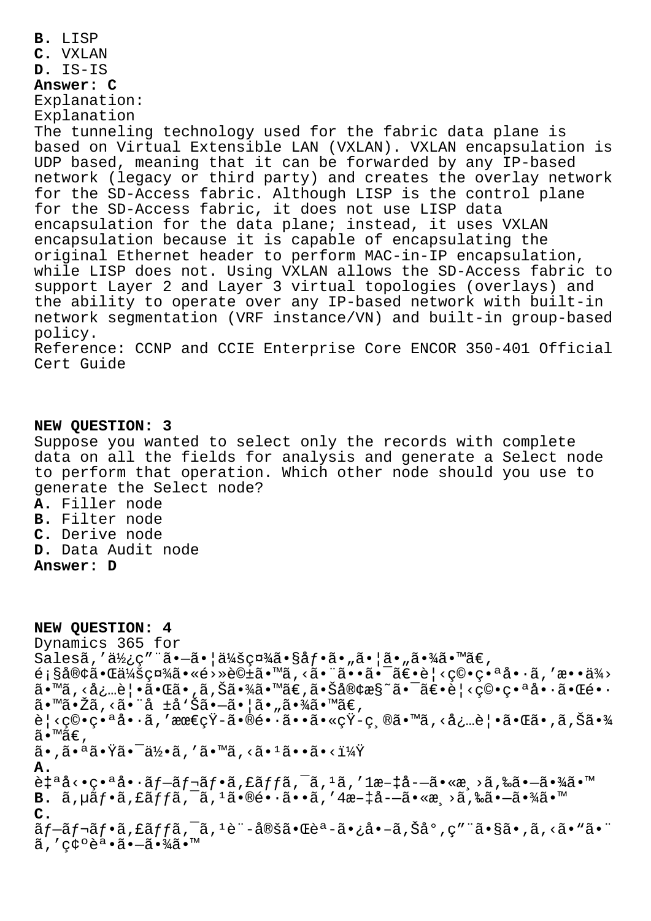**B.** LISP
**C.** VXLAN
**D.** IS-IS
**Answer: C**
Explanation:
Explanation
The tunneling technology used for the fabric data plane is based on Virtual Extensible LAN (VXLAN). VXLAN encapsulation is UDP based, meaning that it can be forwarded by any IP-based network (legacy or third party) and creates the overlay network for the SD-Access fabric. Although LISP is the control plane for the SD-Access fabric, it does not use LISP data encapsulation for the data plane; instead, it uses VXLAN encapsulation because it is capable of encapsulating the original Ethernet header to perform MAC-in-IP encapsulation, while LISP does not. Using VXLAN allows the SD-Access fabric to support Layer 2 and Layer 3 virtual topologies (overlays) and the ability to operate over any IP-based network with built-in network segmentation (VRF instance/VN) and built-in group-based policy.
Reference: CCNP and CCIE Enterprise Core ENCOR 350-401 Official Cert Guide

**NEW QUESTION: 3**
Suppose you wanted to select only the records with complete data on all the fields for analysis and generate a Select node to perform that operation. Which other node should you use to generate the Select node?
**A.** Filler node
**B.** Filter node
**C.** Derive node
**D.** Data Audit node
**Answer: D**

**NEW QUESTION: 4**
Dynamics 365 for Salesã,'ä½¿ç"¨ã•—ã•¦ä¼šç¤¾ã•§ãƒ•ã•„ã•¦ã•„ã•¾ã•™ã€,
é¡§å®¢ã•Œä¼šç¤¾ã•«é›»è©±ã•™ã,‹ã•¨ã••ã•¯ã€•è¦‹ç©•ç•ªå•·ã,'æ••ä¾›ã•™ã,‹å¿…è¦•ã•Œã•,ã,Šã•¾ã•™ã€,ã•Šå®¢æ§˜ã•¯ã€•è¦‹ç©•ç•ªå•·ã•Œé••ã•™ã•Žã,‹ã•¨å ±å'Šã•—ã•¦ã•„ã•¾ã•™ã€,
è¦‹ç©•ç•ªå•·ã,'æœ€çŸ-ã•®é•·ã••ã•«çŸ-ç¸®ã•™ã,‹å¿…è¦•ã•Œã•,ã,Šã•¾ã•™ã€,
ã•,ã•ªã•Ÿã•¯ä½•ã,'ã•™ã,‹ã•¹ã••ã•‹ï¼Ÿ
**A.**
è‡ªå‹•ç•ªå•·ãƒ—ãƒ¬ãƒ•ã,£ãƒƒã,¯ã,¹ã,'1æ–‡å­—ã•«æ¸›ã,‰ã•—ã•¾ã•™
**B.** ã,µãƒ•ã,£ãƒƒã,¯ã,¹ã•®é•·ã••ã,'4æ–‡å­—ã•«æ¸›ã,‰ã•—ã•¾ã•™
**C.**
ãƒ—ãƒ¬ãƒ•ã,£ãƒƒã,¯ã,¹è¨-å®šã•Œè¨-ã•¿å•–ã,Šå°,ç"¨ã•§ã•,ã,‹ã•"ã•¨ã,'確誕ã•—ã•¾ã•™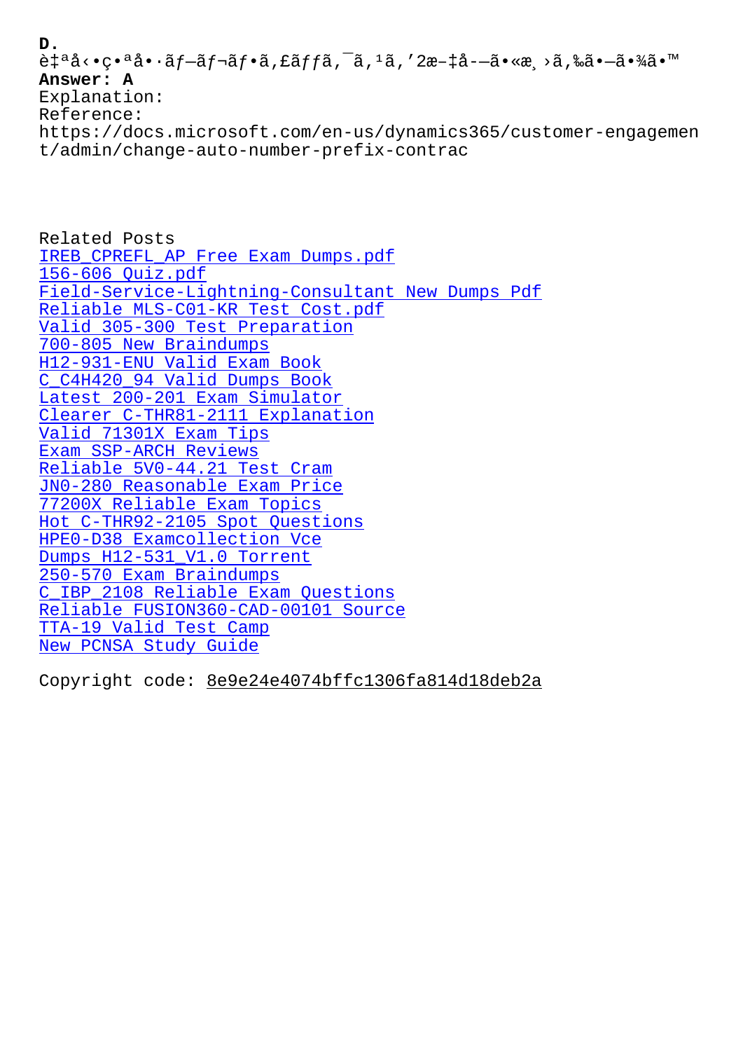**D.**
è‡ªå‹•ç•ªå•·ãƒ—ãƒ¬ãƒ•ã,£ãƒƒã,¯ã,¹ã,'2æ–‡å­—ã•«æ¸›ã,‰ã•—ã•¾ã•™
**Answer: A**
Explanation:
Reference:
https://docs.microsoft.com/en-us/dynamics365/customer-engagement/admin/change-auto-number-prefix-contrac

Related Posts
IREB_CPREFL_AP Free Exam Dumps.pdf
156-606 Quiz.pdf
Field-Service-Lightning-Consultant New Dumps Pdf
Reliable MLS-C01-KR Test Cost.pdf
Valid 305-300 Test Preparation
700-805 New Braindumps
H12-931-ENU Valid Exam Book
C_C4H420_94 Valid Dumps Book
Latest 200-201 Exam Simulator
Clearer C-THR81-2111 Explanation
Valid 71301X Exam Tips
Exam SSP-ARCH Reviews
Reliable 5V0-44.21 Test Cram
JN0-280 Reasonable Exam Price
77200X Reliable Exam Topics
Hot C-THR92-2105 Spot Questions
HPE0-D38 Examcollection Vce
Dumps H12-531_V1.0 Torrent
250-570 Exam Braindumps
C_IBP_2108 Reliable Exam Questions
Reliable FUSION360-CAD-00101 Source
TTA-19 Valid Test Camp
New PCNSA Study Guide

Copyright code: 8e9e24e4074bffc1306fa814d18deb2a